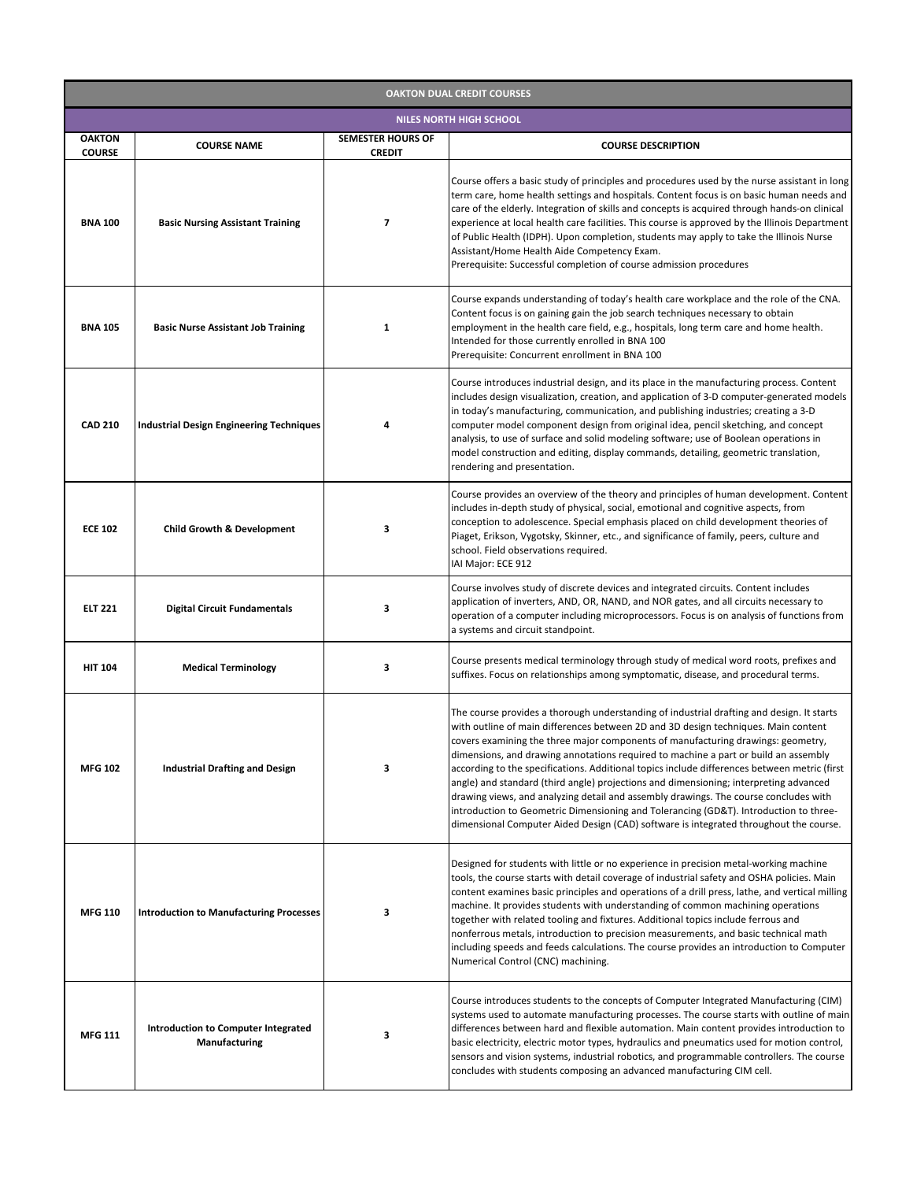| OAKTON DUAL CREDIT COURSES | | | |
|---|---|---|---|
| **NILES NORTH HIGH SCHOOL** | | | |
| **OAKTON COURSE** | **COURSE NAME** | **SEMESTER HOURS OF CREDIT** | **COURSE DESCRIPTION** |
| **BNA 100** | **Basic Nursing Assistant Training** | **7** | Course offers a basic study of principles and procedures used by the nurse assistant in long term care, home health settings and hospitals. Content focus is on basic human needs and care of the elderly. Integration of skills and concepts is acquired through hands-on clinical experience at local health care facilities. This course is approved by the Illinois Department of Public Health (IDPH). Upon completion, students may apply to take the Illinois Nurse Assistant/Home Health Aide Competency Exam.<br>Prerequisite: Successful completion of course admission procedures |
| **BNA 105** | **Basic Nurse Assistant Job Training** | **1** | Course expands understanding of today's health care workplace and the role of the CNA. Content focus is on gaining gain the job search techniques necessary to obtain employment in the health care field, e.g., hospitals, long term care and home health. Intended for those currently enrolled in BNA 100<br>Prerequisite: Concurrent enrollment in BNA 100 |
| **CAD 210** | **Industrial Design Engineering Techniques** | **4** | Course introduces industrial design, and its place in the manufacturing process. Content includes design visualization, creation, and application of 3-D computer-generated models in today's manufacturing, communication, and publishing industries; creating a 3-D computer model component design from original idea, pencil sketching, and concept analysis, to use of surface and solid modeling software; use of Boolean operations in model construction and editing, display commands, detailing, geometric translation, rendering and presentation. |
| **ECE 102** | **Child Growth & Development** | **3** | Course provides an overview of the theory and principles of human development. Content includes in-depth study of physical, social, emotional and cognitive aspects, from conception to adolescence. Special emphasis placed on child development theories of Piaget, Erikson, Vygotsky, Skinner, etc., and significance of family, peers, culture and school. Field observations required.<br>IAI Major: ECE 912 |
| **ELT 221** | **Digital Circuit Fundamentals** | **3** | Course involves study of discrete devices and integrated circuits. Content includes application of inverters, AND, OR, NAND, and NOR gates, and all circuits necessary to operation of a computer including microprocessors. Focus is on analysis of functions from a systems and circuit standpoint. |
| **HIT 104** | **Medical Terminology** | **3** | Course presents medical terminology through study of medical word roots, prefixes and suffixes. Focus on relationships among symptomatic, disease, and procedural terms. |
| **MFG 102** | **Industrial Drafting and Design** | **3** | The course provides a thorough understanding of industrial drafting and design. It starts with outline of main differences between 2D and 3D design techniques. Main content covers examining the three major components of manufacturing drawings: geometry, dimensions, and drawing annotations required to machine a part or build an assembly according to the specifications. Additional topics include differences between metric (first angle) and standard (third angle) projections and dimensioning; interpreting advanced drawing views, and analyzing detail and assembly drawings. The course concludes with introduction to Geometric Dimensioning and Tolerancing (GD&T). Introduction to three-dimensional Computer Aided Design (CAD) software is integrated throughout the course. |
| **MFG 110** | **Introduction to Manufacturing Processes** | **3** | Designed for students with little or no experience in precision metal-working machine tools, the course starts with detail coverage of industrial safety and OSHA policies. Main content examines basic principles and operations of a drill press, lathe, and vertical milling machine. It provides students with understanding of common machining operations together with related tooling and fixtures. Additional topics include ferrous and nonferrous metals, introduction to precision measurements, and basic technical math including speeds and feeds calculations. The course provides an introduction to Computer Numerical Control (CNC) machining. |
| **MFG 111** | **Introduction to Computer Integrated Manufacturing** | **3** | Course introduces students to the concepts of Computer Integrated Manufacturing (CIM) systems used to automate manufacturing processes. The course starts with outline of main differences between hard and flexible automation. Main content provides introduction to basic electricity, electric motor types, hydraulics and pneumatics used for motion control, sensors and vision systems, industrial robotics, and programmable controllers. The course concludes with students composing an advanced manufacturing CIM cell. |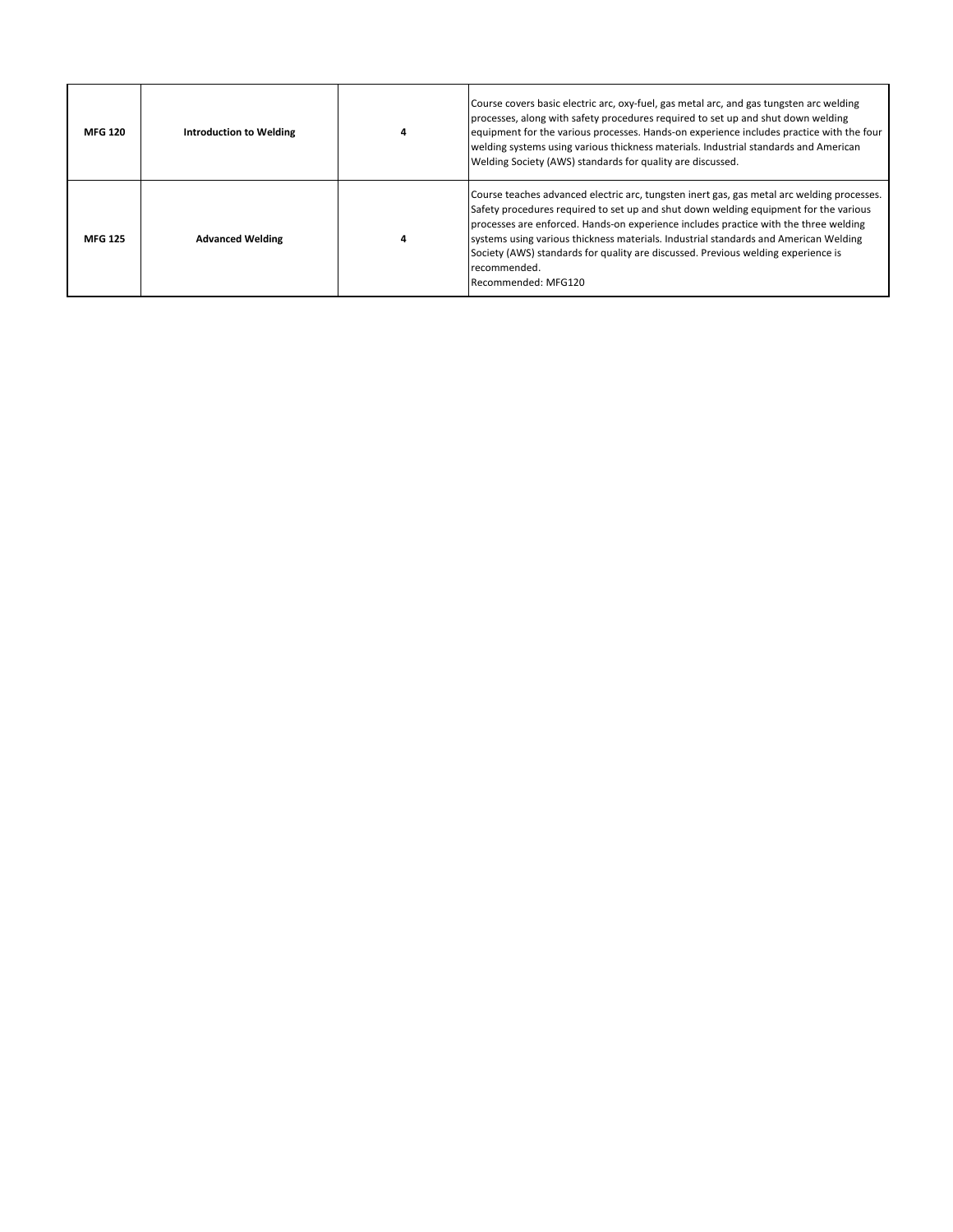| | | | |
|---|---|---|---|
| **MFG 120** | **Introduction to Welding** | **4** | Course covers basic electric arc, oxy-fuel, gas metal arc, and gas tungsten arc welding processes, along with safety procedures required to set up and shut down welding equipment for the various processes. Hands-on experience includes practice with the four welding systems using various thickness materials. Industrial standards and American Welding Society (AWS) standards for quality are discussed. |
| **MFG 125** | **Advanced Welding** | **4** | Course teaches advanced electric arc, tungsten inert gas, gas metal arc welding processes. Safety procedures required to set up and shut down welding equipment for the various processes are enforced. Hands-on experience includes practice with the three welding systems using various thickness materials. Industrial standards and American Welding Society (AWS) standards for quality are discussed. Previous welding experience is recommended.<br>Recommended: MFG120 |